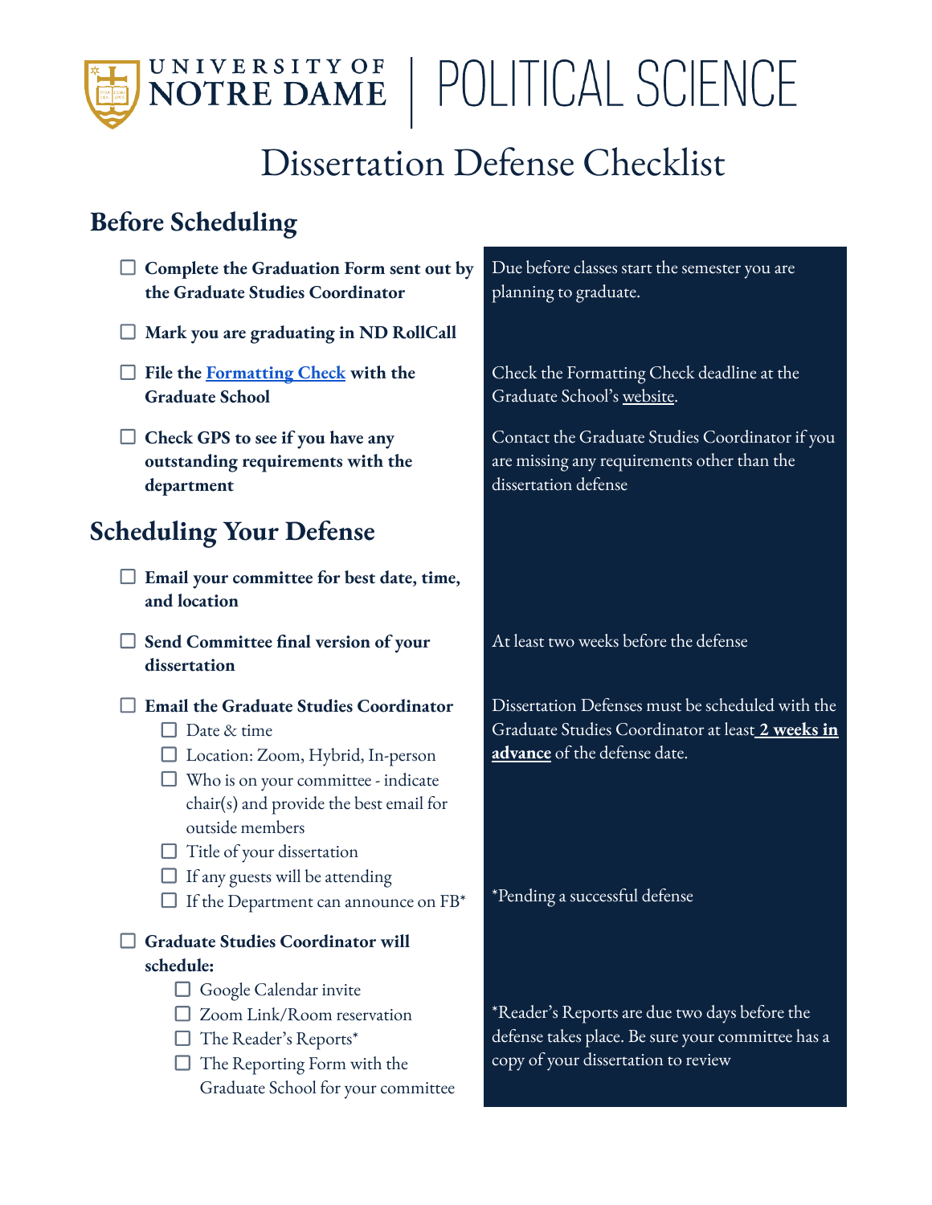# University of Notre Dame | Political Science

# Dissertation Defense Checklist

## Before Scheduling

- [ ] **Complete the Graduation Form sent out by the Graduate Studies Coordinator**

  Due before classes start the semester you are planning to graduate.

- [ ] **Mark you are graduating in ND RollCall**

- [ ] **File the [Formatting Check]() with the Graduate School**

  Check the Formatting Check deadline at the Graduate School's [website]().

- [ ] **Check GPS to see if you have any outstanding requirements with the department**

  Contact the Graduate Studies Coordinator if you are missing any requirements other than the dissertation defense

## Scheduling Your Defense

- [ ] **Email your committee for best date, time, and location**

- [ ] **Send Committee final version of your dissertation**

  At least two weeks before the defense

- [ ] **Email the Graduate Studies Coordinator**
  - [ ] Date & time
  - [ ] Location: Zoom, Hybrid, In-person
  - [ ] Who is on your committee - indicate chair(s) and provide the best email for outside members
  - [ ] Title of your dissertation
  - [ ] If any guests will be attending
  - [ ] If the Department can announce on FB*

  Dissertation Defenses must be scheduled with the Graduate Studies Coordinator at least **2 weeks in advance** of the defense date.

  *Pending a successful defense

- [ ] **Graduate Studies Coordinator will schedule:**
  - [ ] Google Calendar invite
  - [ ] Zoom Link/Room reservation
  - [ ] The Reader's Reports*
  - [ ] The Reporting Form with the Graduate School for your committee

  *Reader's Reports are due two days before the defense takes place. Be sure your committee has a copy of your dissertation to review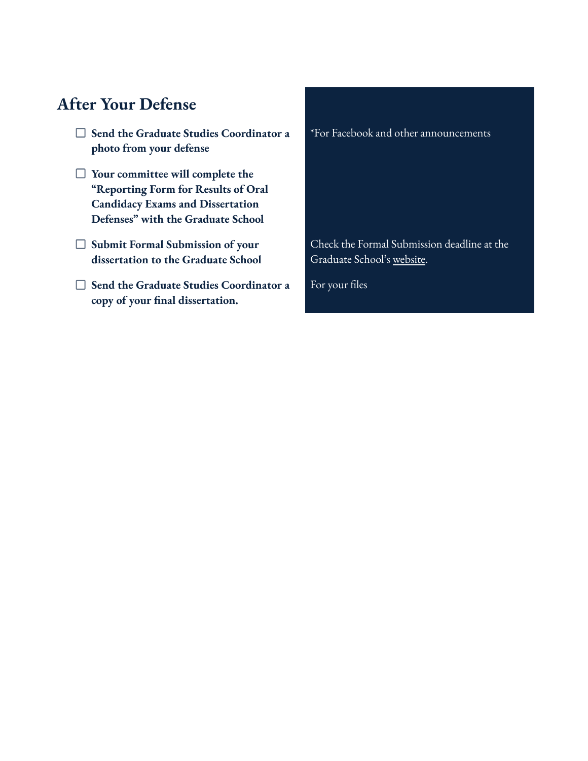## After Your Defense

| | |
|---|---|
| ☐ **Send the Graduate Studies Coordinator a photo from your defense** | *For Facebook and other announcements |
| ☐ **Your committee will complete the "Reporting Form for Results of Oral Candidacy Exams and Dissertation Defenses" with the Graduate School** | |
| ☐ **Submit Formal Submission of your dissertation to the Graduate School** | Check the Formal Submission deadline at the Graduate School's website. |
| ☐ **Send the Graduate Studies Coordinator a copy of your final dissertation.** | For your files |